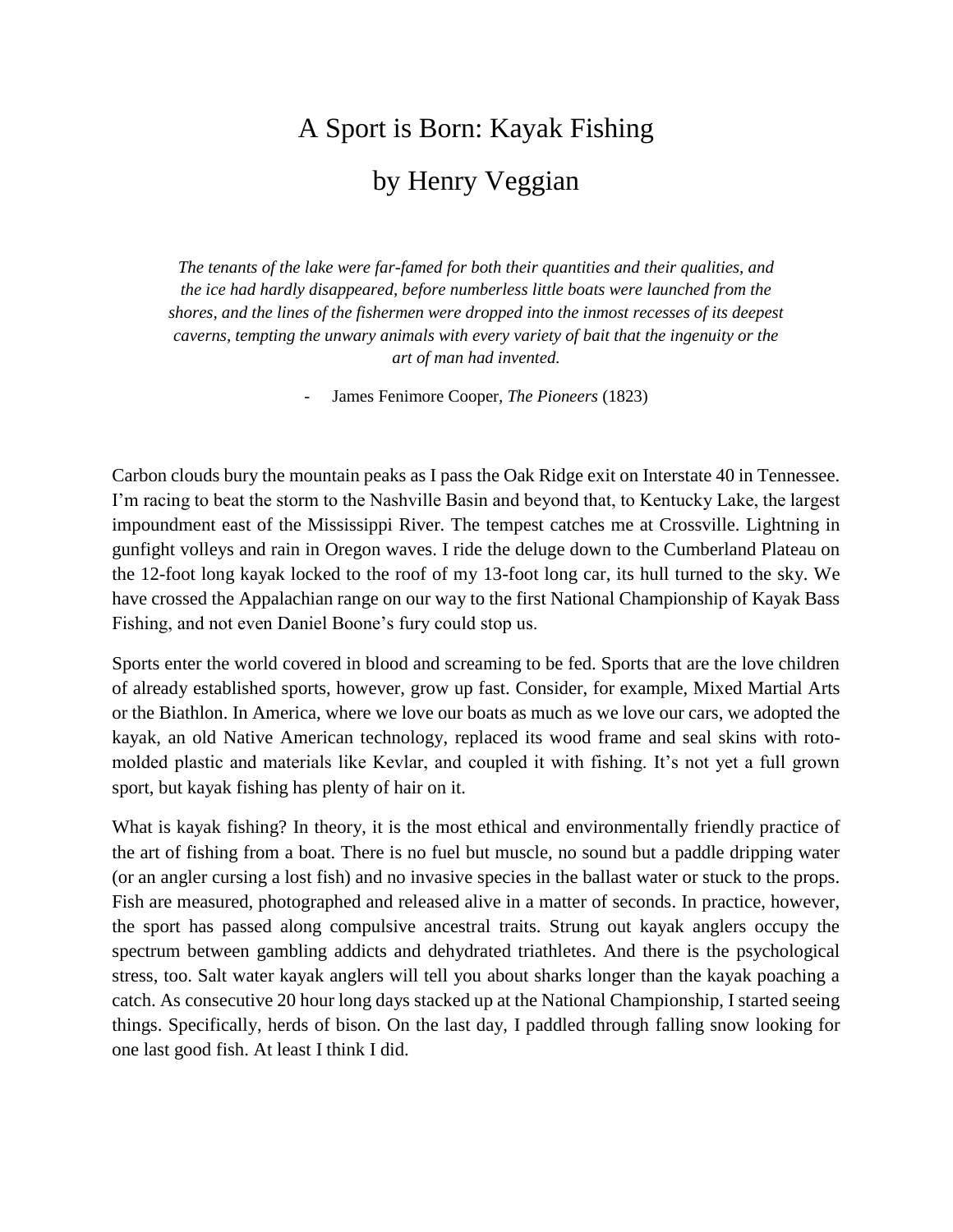# A Sport is Born: Kayak Fishing

## by Henry Veggian

> *The tenants of the lake were far-famed for both their quantities and their qualities, and the ice had hardly disappeared, before numberless little boats were launched from the shores, and the lines of the fishermen were dropped into the inmost recesses of its deepest caverns, tempting the unwary animals with every variety of bait that the ingenuity or the art of man had invented.*
>
> - James Fenimore Cooper, *The Pioneers* (1823)

Carbon clouds bury the mountain peaks as I pass the Oak Ridge exit on Interstate 40 in Tennessee. I'm racing to beat the storm to the Nashville Basin and beyond that, to Kentucky Lake, the largest impoundment east of the Mississippi River. The tempest catches me at Crossville. Lightning in gunfight volleys and rain in Oregon waves. I ride the deluge down to the Cumberland Plateau on the 12-foot long kayak locked to the roof of my 13-foot long car, its hull turned to the sky. We have crossed the Appalachian range on our way to the first National Championship of Kayak Bass Fishing, and not even Daniel Boone's fury could stop us.

Sports enter the world covered in blood and screaming to be fed. Sports that are the love children of already established sports, however, grow up fast. Consider, for example, Mixed Martial Arts or the Biathlon. In America, where we love our boats as much as we love our cars, we adopted the kayak, an old Native American technology, replaced its wood frame and seal skins with roto-molded plastic and materials like Kevlar, and coupled it with fishing. It's not yet a full grown sport, but kayak fishing has plenty of hair on it.

What is kayak fishing? In theory, it is the most ethical and environmentally friendly practice of the art of fishing from a boat. There is no fuel but muscle, no sound but a paddle dripping water (or an angler cursing a lost fish) and no invasive species in the ballast water or stuck to the props. Fish are measured, photographed and released alive in a matter of seconds. In practice, however, the sport has passed along compulsive ancestral traits. Strung out kayak anglers occupy the spectrum between gambling addicts and dehydrated triathletes. And there is the psychological stress, too. Salt water kayak anglers will tell you about sharks longer than the kayak poaching a catch. As consecutive 20 hour long days stacked up at the National Championship, I started seeing things. Specifically, herds of bison. On the last day, I paddled through falling snow looking for one last good fish. At least I think I did.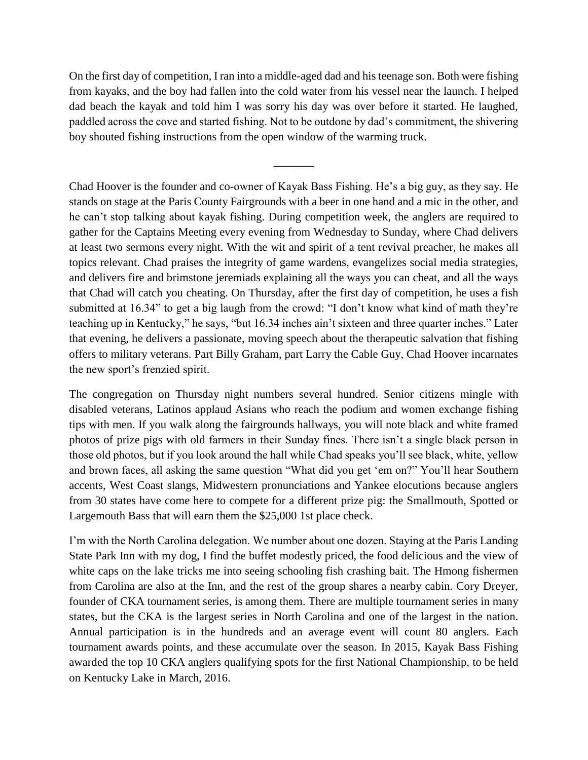On the first day of competition, I ran into a middle-aged dad and his teenage son. Both were fishing from kayaks, and the boy had fallen into the cold water from his vessel near the launch. I helped dad beach the kayak and told him I was sorry his day was over before it started. He laughed, paddled across the cove and started fishing. Not to be outdone by dad's commitment, the shivering boy shouted fishing instructions from the open window of the warming truck.

_______

Chad Hoover is the founder and co-owner of Kayak Bass Fishing. He's a big guy, as they say. He stands on stage at the Paris County Fairgrounds with a beer in one hand and a mic in the other, and he can't stop talking about kayak fishing. During competition week, the anglers are required to gather for the Captains Meeting every evening from Wednesday to Sunday, where Chad delivers at least two sermons every night. With the wit and spirit of a tent revival preacher, he makes all topics relevant. Chad praises the integrity of game wardens, evangelizes social media strategies, and delivers fire and brimstone jeremiads explaining all the ways you can cheat, and all the ways that Chad will catch you cheating. On Thursday, after the first day of competition, he uses a fish submitted at 16.34" to get a big laugh from the crowd: "I don't know what kind of math they're teaching up in Kentucky," he says, "but 16.34 inches ain't sixteen and three quarter inches." Later that evening, he delivers a passionate, moving speech about the therapeutic salvation that fishing offers to military veterans. Part Billy Graham, part Larry the Cable Guy, Chad Hoover incarnates the new sport's frenzied spirit.

The congregation on Thursday night numbers several hundred. Senior citizens mingle with disabled veterans, Latinos applaud Asians who reach the podium and women exchange fishing tips with men. If you walk along the fairgrounds hallways, you will note black and white framed photos of prize pigs with old farmers in their Sunday fines. There isn't a single black person in those old photos, but if you look around the hall while Chad speaks you'll see black, white, yellow and brown faces, all asking the same question "What did you get 'em on?" You'll hear Southern accents, West Coast slangs, Midwestern pronunciations and Yankee elocutions because anglers from 30 states have come here to compete for a different prize pig: the Smallmouth, Spotted or Largemouth Bass that will earn them the $25,000 1st place check.

I'm with the North Carolina delegation. We number about one dozen. Staying at the Paris Landing State Park Inn with my dog, I find the buffet modestly priced, the food delicious and the view of white caps on the lake tricks me into seeing schooling fish crashing bait. The Hmong fishermen from Carolina are also at the Inn, and the rest of the group shares a nearby cabin. Cory Dreyer, founder of CKA tournament series, is among them. There are multiple tournament series in many states, but the CKA is the largest series in North Carolina and one of the largest in the nation. Annual participation is in the hundreds and an average event will count 80 anglers. Each tournament awards points, and these accumulate over the season. In 2015, Kayak Bass Fishing awarded the top 10 CKA anglers qualifying spots for the first National Championship, to be held on Kentucky Lake in March, 2016.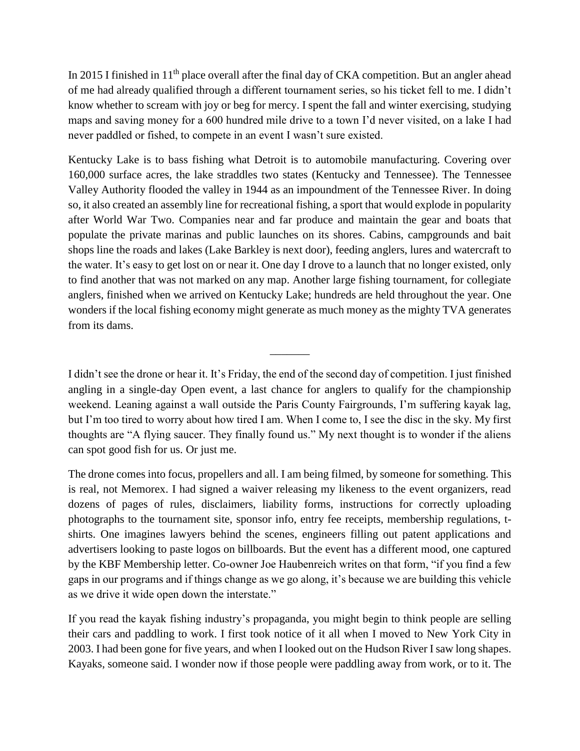In 2015 I finished in 11th place overall after the final day of CKA competition. But an angler ahead of me had already qualified through a different tournament series, so his ticket fell to me. I didn't know whether to scream with joy or beg for mercy. I spent the fall and winter exercising, studying maps and saving money for a 600 hundred mile drive to a town I'd never visited, on a lake I had never paddled or fished, to compete in an event I wasn't sure existed.

Kentucky Lake is to bass fishing what Detroit is to automobile manufacturing. Covering over 160,000 surface acres, the lake straddles two states (Kentucky and Tennessee). The Tennessee Valley Authority flooded the valley in 1944 as an impoundment of the Tennessee River. In doing so, it also created an assembly line for recreational fishing, a sport that would explode in popularity after World War Two. Companies near and far produce and maintain the gear and boats that populate the private marinas and public launches on its shores. Cabins, campgrounds and bait shops line the roads and lakes (Lake Barkley is next door), feeding anglers, lures and watercraft to the water. It's easy to get lost on or near it. One day I drove to a launch that no longer existed, only to find another that was not marked on any map. Another large fishing tournament, for collegiate anglers, finished when we arrived on Kentucky Lake; hundreds are held throughout the year. One wonders if the local fishing economy might generate as much money as the mighty TVA generates from its dams.

_______

I didn't see the drone or hear it. It's Friday, the end of the second day of competition. I just finished angling in a single-day Open event, a last chance for anglers to qualify for the championship weekend. Leaning against a wall outside the Paris County Fairgrounds, I'm suffering kayak lag, but I'm too tired to worry about how tired I am. When I come to, I see the disc in the sky. My first thoughts are "A flying saucer. They finally found us." My next thought is to wonder if the aliens can spot good fish for us. Or just me.

The drone comes into focus, propellers and all. I am being filmed, by someone for something. This is real, not Memorex. I had signed a waiver releasing my likeness to the event organizers, read dozens of pages of rules, disclaimers, liability forms, instructions for correctly uploading photographs to the tournament site, sponsor info, entry fee receipts, membership regulations, t-shirts. One imagines lawyers behind the scenes, engineers filling out patent applications and advertisers looking to paste logos on billboards. But the event has a different mood, one captured by the KBF Membership letter. Co-owner Joe Haubenreich writes on that form, "if you find a few gaps in our programs and if things change as we go along, it's because we are building this vehicle as we drive it wide open down the interstate."

If you read the kayak fishing industry's propaganda, you might begin to think people are selling their cars and paddling to work. I first took notice of it all when I moved to New York City in 2003. I had been gone for five years, and when I looked out on the Hudson River I saw long shapes. Kayaks, someone said. I wonder now if those people were paddling away from work, or to it. The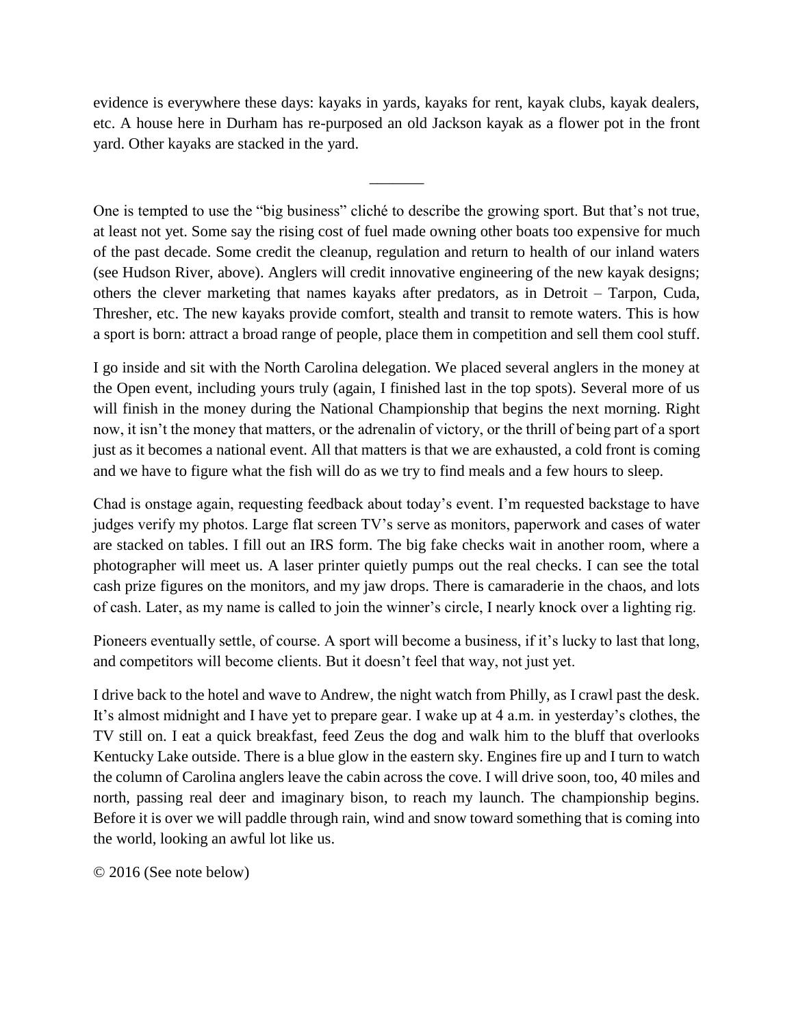evidence is everywhere these days: kayaks in yards, kayaks for rent, kayak clubs, kayak dealers, etc. A house here in Durham has re-purposed an old Jackson kayak as a flower pot in the front yard. Other kayaks are stacked in the yard.

_______

One is tempted to use the "big business" cliché to describe the growing sport. But that's not true, at least not yet. Some say the rising cost of fuel made owning other boats too expensive for much of the past decade. Some credit the cleanup, regulation and return to health of our inland waters (see Hudson River, above). Anglers will credit innovative engineering of the new kayak designs; others the clever marketing that names kayaks after predators, as in Detroit – Tarpon, Cuda, Thresher, etc. The new kayaks provide comfort, stealth and transit to remote waters. This is how a sport is born: attract a broad range of people, place them in competition and sell them cool stuff.

I go inside and sit with the North Carolina delegation. We placed several anglers in the money at the Open event, including yours truly (again, I finished last in the top spots). Several more of us will finish in the money during the National Championship that begins the next morning. Right now, it isn't the money that matters, or the adrenalin of victory, or the thrill of being part of a sport just as it becomes a national event. All that matters is that we are exhausted, a cold front is coming and we have to figure what the fish will do as we try to find meals and a few hours to sleep.

Chad is onstage again, requesting feedback about today's event. I'm requested backstage to have judges verify my photos. Large flat screen TV's serve as monitors, paperwork and cases of water are stacked on tables. I fill out an IRS form. The big fake checks wait in another room, where a photographer will meet us. A laser printer quietly pumps out the real checks. I can see the total cash prize figures on the monitors, and my jaw drops. There is camaraderie in the chaos, and lots of cash. Later, as my name is called to join the winner's circle, I nearly knock over a lighting rig.

Pioneers eventually settle, of course. A sport will become a business, if it's lucky to last that long, and competitors will become clients. But it doesn't feel that way, not just yet.

I drive back to the hotel and wave to Andrew, the night watch from Philly, as I crawl past the desk. It's almost midnight and I have yet to prepare gear. I wake up at 4 a.m. in yesterday's clothes, the TV still on. I eat a quick breakfast, feed Zeus the dog and walk him to the bluff that overlooks Kentucky Lake outside. There is a blue glow in the eastern sky. Engines fire up and I turn to watch the column of Carolina anglers leave the cabin across the cove. I will drive soon, too, 40 miles and north, passing real deer and imaginary bison, to reach my launch. The championship begins. Before it is over we will paddle through rain, wind and snow toward something that is coming into the world, looking an awful lot like us.

© 2016 (See note below)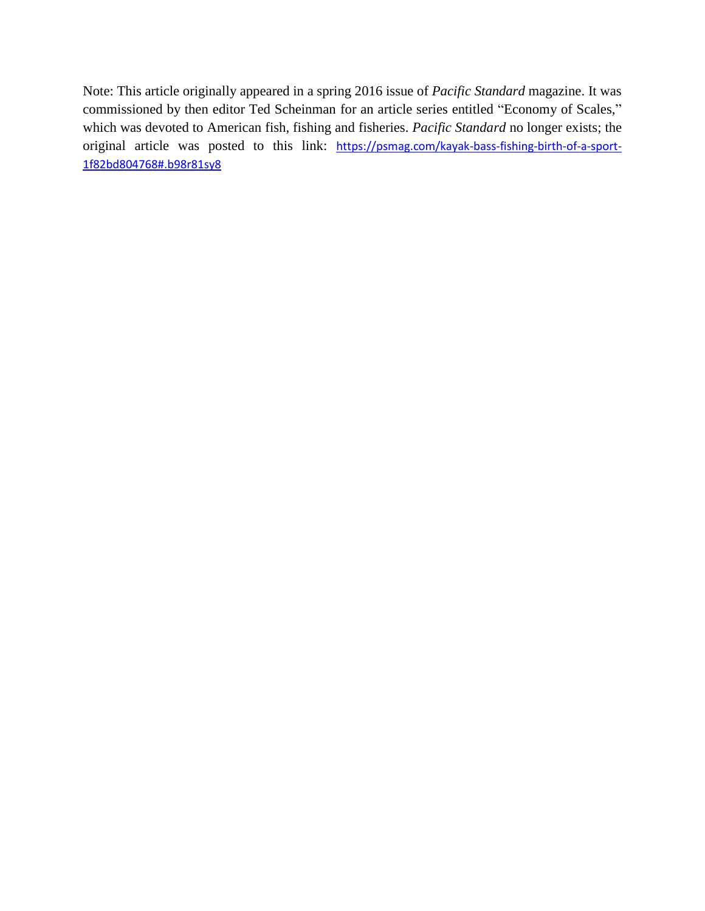Note: This article originally appeared in a spring 2016 issue of *Pacific Standard* magazine. It was commissioned by then editor Ted Scheinman for an article series entitled "Economy of Scales," which was devoted to American fish, fishing and fisheries. *Pacific Standard* no longer exists; the original article was posted to this link: https://psmag.com/kayak-bass-fishing-birth-of-a-sport-1f82bd804768#.b98r81sy8